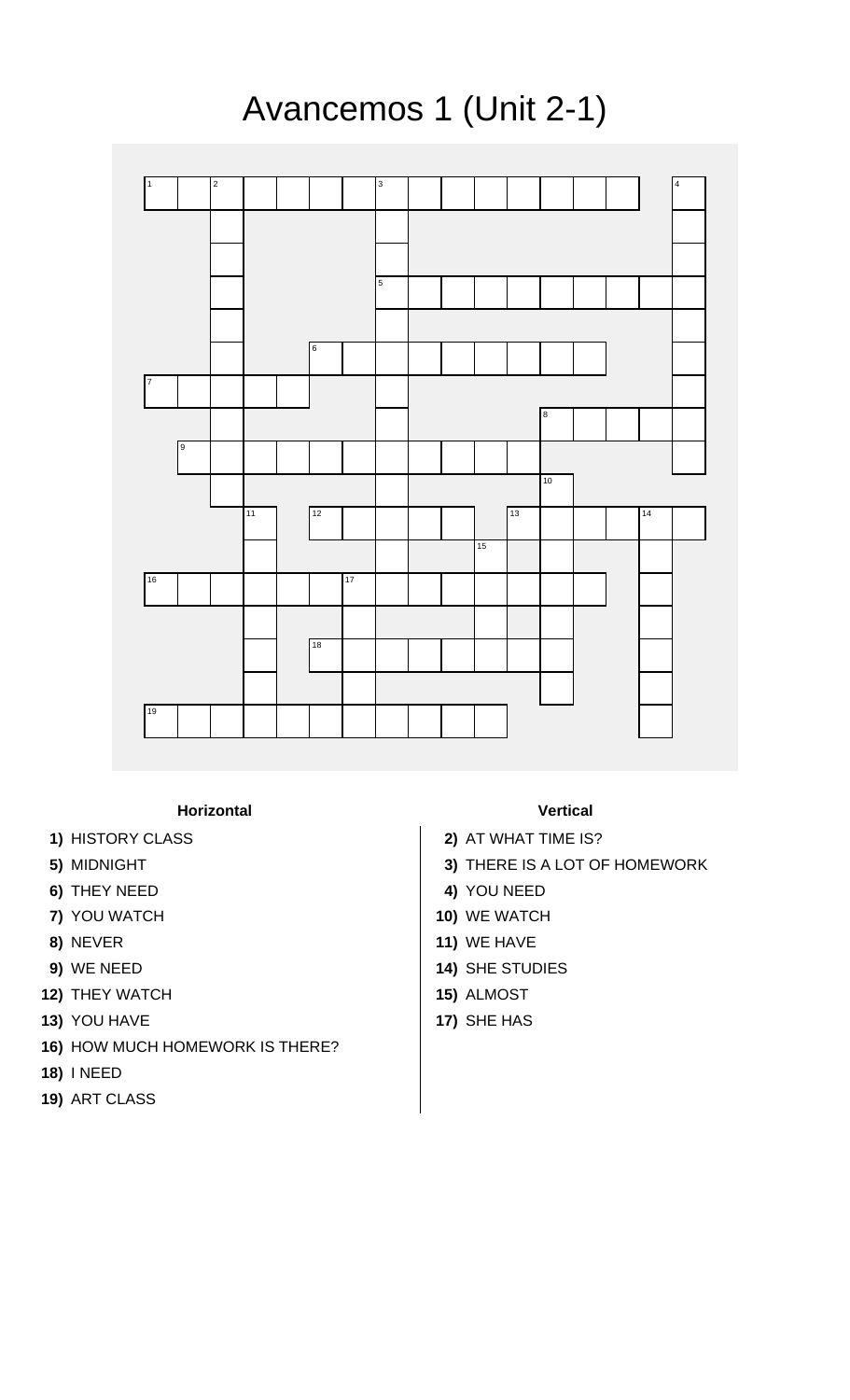# Avancemos 1 (Unit 2-1)

**Horizontal**

1) HISTORY CLASS
5) MIDNIGHT
6) THEY NEED
7) YOU WATCH
8) NEVER
9) WE NEED
12) THEY WATCH
13) YOU HAVE
16) HOW MUCH HOMEWORK IS THERE?
18) I NEED
19) ART CLASS

**Vertical**

2) AT WHAT TIME IS?
3) THERE IS A LOT OF HOMEWORK
4) YOU NEED
10) WE WATCH
11) WE HAVE
14) SHE STUDIES
15) ALMOST
17) SHE HAS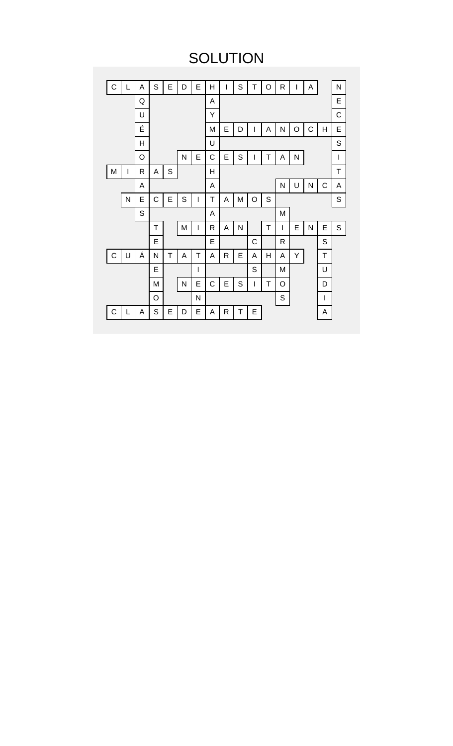# SOLUTION

| | | | | | | | | | | | | | | | | |
|---|---|---|---|---|---|---|---|---|---|---|---|---|---|---|---|---|
| C | L | A | S | E | D | E | H | I | S | T | O | R | I | A | | N |
| | | Q | | | | | A | | | | | | | | | E |
| | | U | | | | | Y | | | | | | | | | C |
| | | É | | | | | M | E | D | I | A | N | O | C | H | E |
| | | H | | | | | U | | | | | | | | | S |
| | | O | | | N | E | C | E | S | I | T | A | N | | | I |
| M | I | R | A | S | | | H | | | | | | | | | T |
| | | A | | | | | A | | | | | N | U | N | C | A |
| | N | E | C | E | S | I | T | A | M | O | S | | | | | S |
| | | S | | | | | A | | | | | M | | | | |
| | | | T | | M | I | R | A | N | | T | I | E | N | E | S |
| | | | E | | | | E | | | C | | R | | | S | |
| C | U | Á | N | T | A | T | A | R | E | A | H | A | Y | | T | |
| | | | E | | | I | | | | S | | M | | | U | |
| | | | M | | N | E | C | E | S | I | T | O | | | D | |
| | | | O | | | N | | | | | | S | | | I | |
| C | L | A | S | E | D | E | A | R | T | E | | | | | A | |